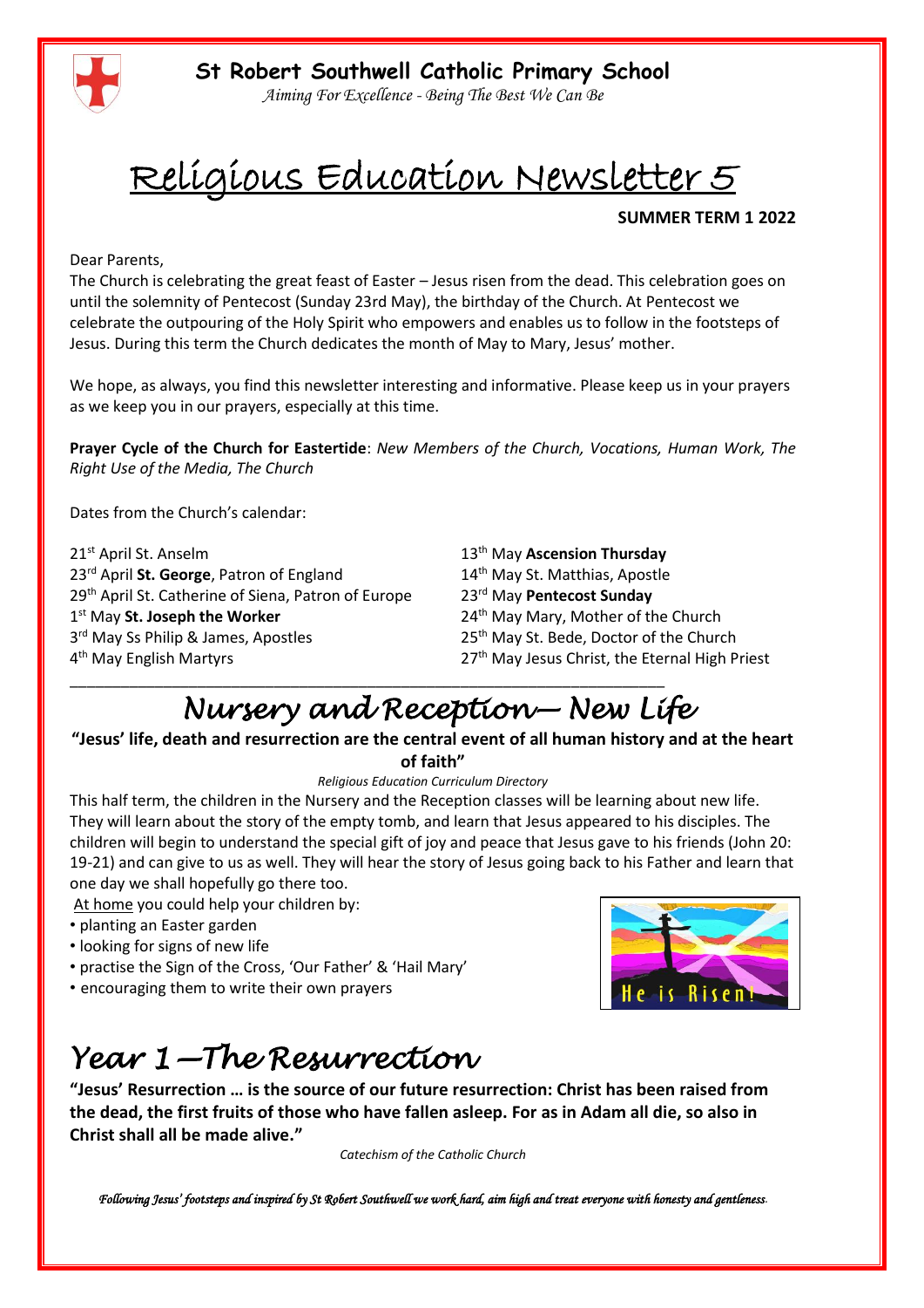# St Robert Southwell Catholic Primary School

*Aiming For Excellence - Being The Best We Can Be*

# Religious Education Newsletter 5

**SUMMER TERM 1 2022**

Dear Parents,

The Church is celebrating the great feast of Easter – Jesus risen from the dead. This celebration goes on until the solemnity of Pentecost (Sunday 23rd May), the birthday of the Church. At Pentecost we celebrate the outpouring of the Holy Spirit who empowers and enables us to follow in the footsteps of Jesus. During this term the Church dedicates the month of May to Mary, Jesus' mother.

We hope, as always, you find this newsletter interesting and informative. Please keep us in your prayers as we keep you in our prayers, especially at this time.

**Prayer Cycle of the Church for Eastertide**: *New Members of the Church, Vocations, Human Work, The Right Use of the Media, The Church*

Dates from the Church's calendar:

21st April St. Anselm
23rd April **St. George**, Patron of England
29th April St. Catherine of Siena, Patron of Europe
1st May **St. Joseph the Worker**
3rd May Ss Philip & James, Apostles
4th May English Martyrs
13th May **Ascension Thursday**
14th May St. Matthias, Apostle
23rd May **Pentecost Sunday**
24th May Mary, Mother of the Church
25th May St. Bede, Doctor of the Church
27th May Jesus Christ, the Eternal High Priest

## Nursery and Reception— New Life

**"Jesus' life, death and resurrection are the central event of all human history and at the heart of faith"**

*Religious Education Curriculum Directory*

This half term, the children in the Nursery and the Reception classes will be learning about new life. They will learn about the story of the empty tomb, and learn that Jesus appeared to his disciples. The children will begin to understand the special gift of joy and peace that Jesus gave to his friends (John 20: 19-21) and can give to us as well. They will hear the story of Jesus going back to his Father and learn that one day we shall hopefully go there too.

At home you could help your children by:

- planting an Easter garden
- looking for signs of new life
- practise the Sign of the Cross, 'Our Father' & 'Hail Mary'
- encouraging them to write their own prayers

He is Risen!

## Year 1 —The Resurrection

**"Jesus' Resurrection … is the source of our future resurrection: Christ has been raised from the dead, the first fruits of those who have fallen asleep. For as in Adam all die, so also in Christ shall all be made alive."**

*Catechism of the Catholic Church*

*Following Jesus' footsteps and inspired by St Robert Southwell we work hard, aim high and treat everyone with honesty and gentleness.*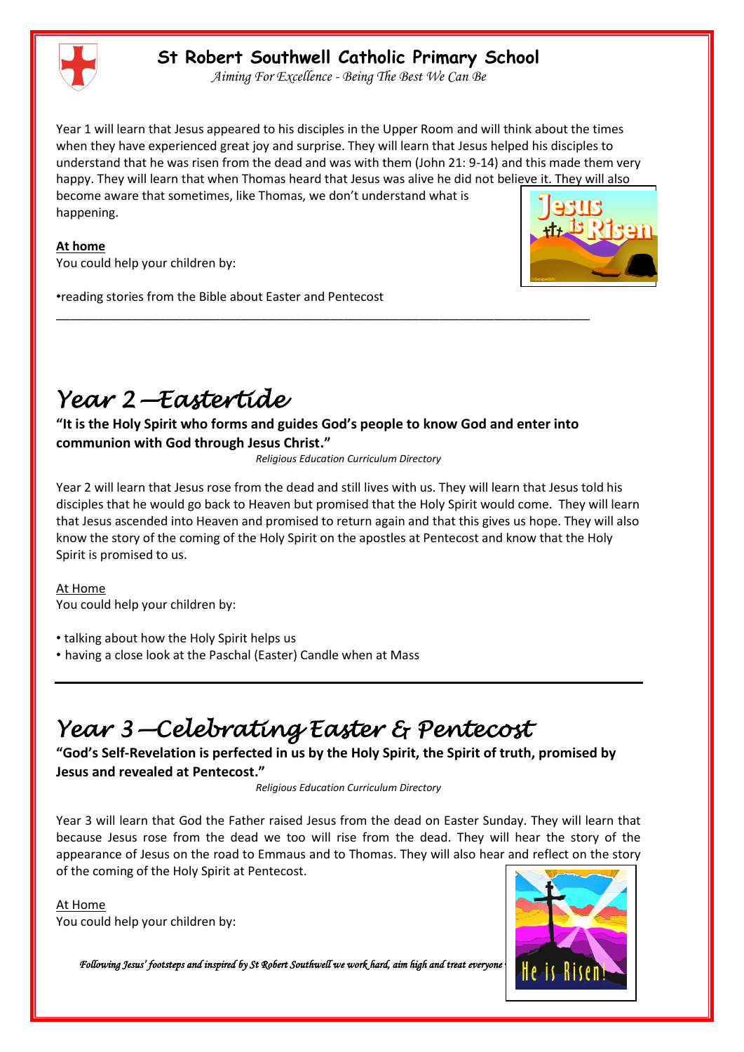# St Robert Southwell Catholic Primary School

*Aiming For Excellence - Being The Best We Can Be*

Year 1 will learn that Jesus appeared to his disciples in the Upper Room and will think about the times when they have experienced great joy and surprise. They will learn that Jesus helped his disciples to understand that he was risen from the dead and was with them (John 21: 9-14) and this made them very happy. They will learn that when Thomas heard that Jesus was alive he did not believe it. They will also become aware that sometimes, like Thomas, we don't understand what is happening.

**At home**

You could help your children by:

•reading stories from the Bible about Easter and Pentecost

---

# Year 2 —Eastertide

**"It is the Holy Spirit who forms and guides God's people to know God and enter into communion with God through Jesus Christ."**

*Religious Education Curriculum Directory*

Year 2 will learn that Jesus rose from the dead and still lives with us. They will learn that Jesus told his disciples that he would go back to Heaven but promised that the Holy Spirit would come. They will learn that Jesus ascended into Heaven and promised to return again and that this gives us hope. They will also know the story of the coming of the Holy Spirit on the apostles at Pentecost and know that the Holy Spirit is promised to us.

At Home

You could help your children by:

- talking about how the Holy Spirit helps us
- having a close look at the Paschal (Easter) Candle when at Mass

---

# Year 3 —Celebrating Easter & Pentecost

**"God's Self-Revelation is perfected in us by the Holy Spirit, the Spirit of truth, promised by Jesus and revealed at Pentecost."**

*Religious Education Curriculum Directory*

Year 3 will learn that God the Father raised Jesus from the dead on Easter Sunday. They will learn that because Jesus rose from the dead we too will rise from the dead. They will hear the story of the appearance of Jesus on the road to Emmaus and to Thomas. They will also hear and reflect on the story of the coming of the Holy Spirit at Pentecost.

At Home

You could help your children by:

*Following Jesus' footsteps and inspired by St Robert Southwell we work hard, aim high and treat everyone*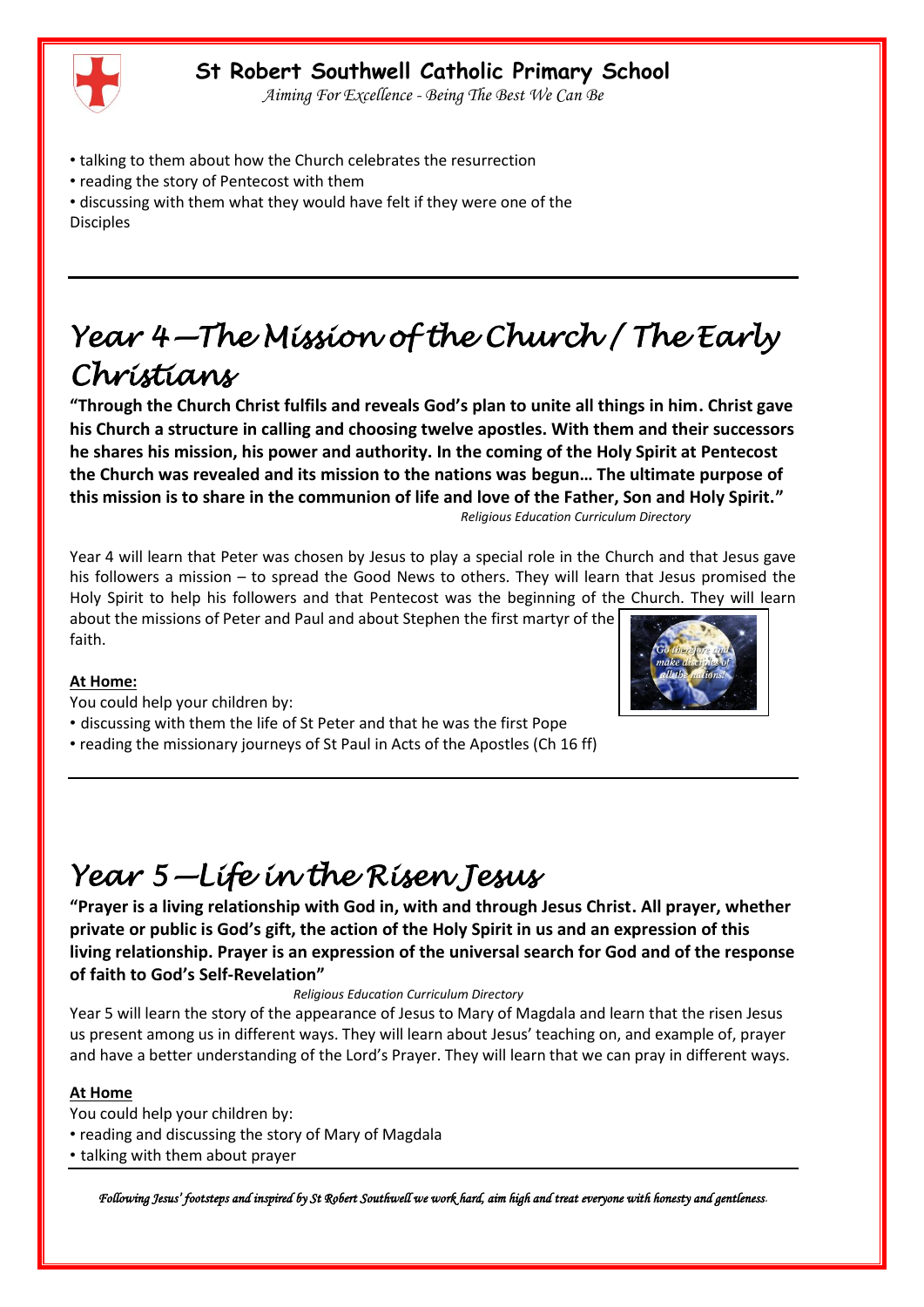- talking to them about how the Church celebrates the resurrection
- reading the story of Pentecost with them
- discussing with them what they would have felt if they were one of the Disciples

## *Year 4—The Mission of the Church / The Early Christians*

**"Through the Church Christ fulfils and reveals God's plan to unite all things in him. Christ gave his Church a structure in calling and choosing twelve apostles. With them and their successors he shares his mission, his power and authority. In the coming of the Holy Spirit at Pentecost the Church was revealed and its mission to the nations was begun… The ultimate purpose of this mission is to share in the communion of life and love of the Father, Son and Holy Spirit."**

*Religious Education Curriculum Directory*

Year 4 will learn that Peter was chosen by Jesus to play a special role in the Church and that Jesus gave his followers a mission – to spread the Good News to others. They will learn that Jesus promised the Holy Spirit to help his followers and that Pentecost was the beginning of the Church. They will learn about the missions of Peter and Paul and about Stephen the first martyr of the faith.

*Go therefore and make disciples of all the nations!*

**At Home:**

You could help your children by:

- discussing with them the life of St Peter and that he was the first Pope
- reading the missionary journeys of St Paul in Acts of the Apostles (Ch 16 ff)

## *Year 5—Life in the Risen Jesus*

**"Prayer is a living relationship with God in, with and through Jesus Christ. All prayer, whether private or public is God's gift, the action of the Holy Spirit in us and an expression of this living relationship. Prayer is an expression of the universal search for God and of the response of faith to God's Self-Revelation"**

*Religious Education Curriculum Directory*

Year 5 will learn the story of the appearance of Jesus to Mary of Magdala and learn that the risen Jesus us present among us in different ways. They will learn about Jesus' teaching on, and example of, prayer and have a better understanding of the Lord's Prayer. They will learn that we can pray in different ways.

**At Home**

You could help your children by:

- reading and discussing the story of Mary of Magdala
- talking with them about prayer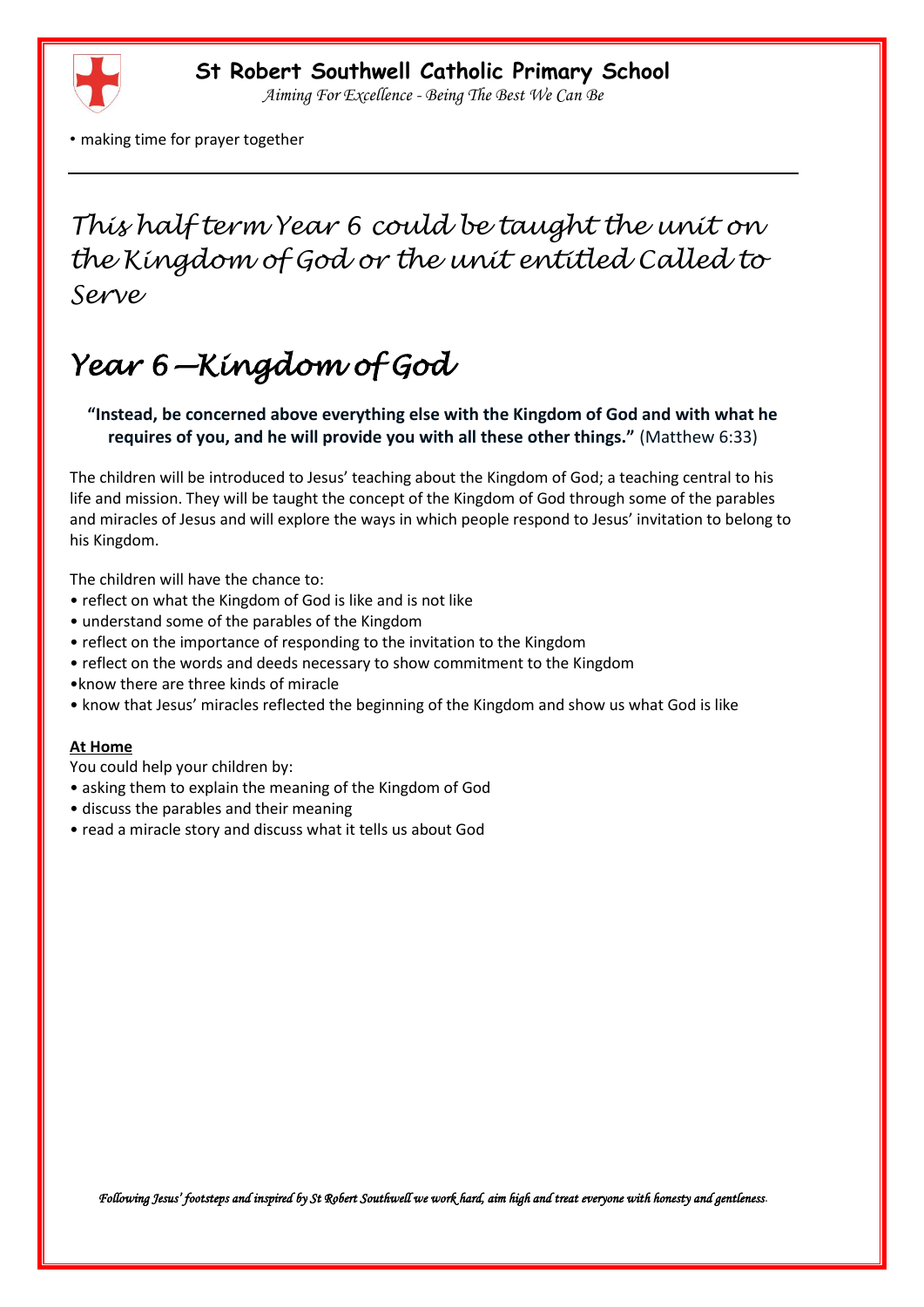• making time for prayer together

---

*This half term Year 6 could be taught the unit on the Kingdom of God or the unit entitled Called to Serve*

# *Year 6 –Kingdom of God*

**"Instead, be concerned above everything else with the Kingdom of God and with what he requires of you, and he will provide you with all these other things."** (Matthew 6:33)

The children will be introduced to Jesus' teaching about the Kingdom of God; a teaching central to his life and mission. They will be taught the concept of the Kingdom of God through some of the parables and miracles of Jesus and will explore the ways in which people respond to Jesus' invitation to belong to his Kingdom.

The children will have the chance to:

- reflect on what the Kingdom of God is like and is not like
- understand some of the parables of the Kingdom
- reflect on the importance of responding to the invitation to the Kingdom
- reflect on the words and deeds necessary to show commitment to the Kingdom
- know there are three kinds of miracle
- know that Jesus' miracles reflected the beginning of the Kingdom and show us what God is like

**At Home**

You could help your children by:

- asking them to explain the meaning of the Kingdom of God
- discuss the parables and their meaning
- read a miracle story and discuss what it tells us about God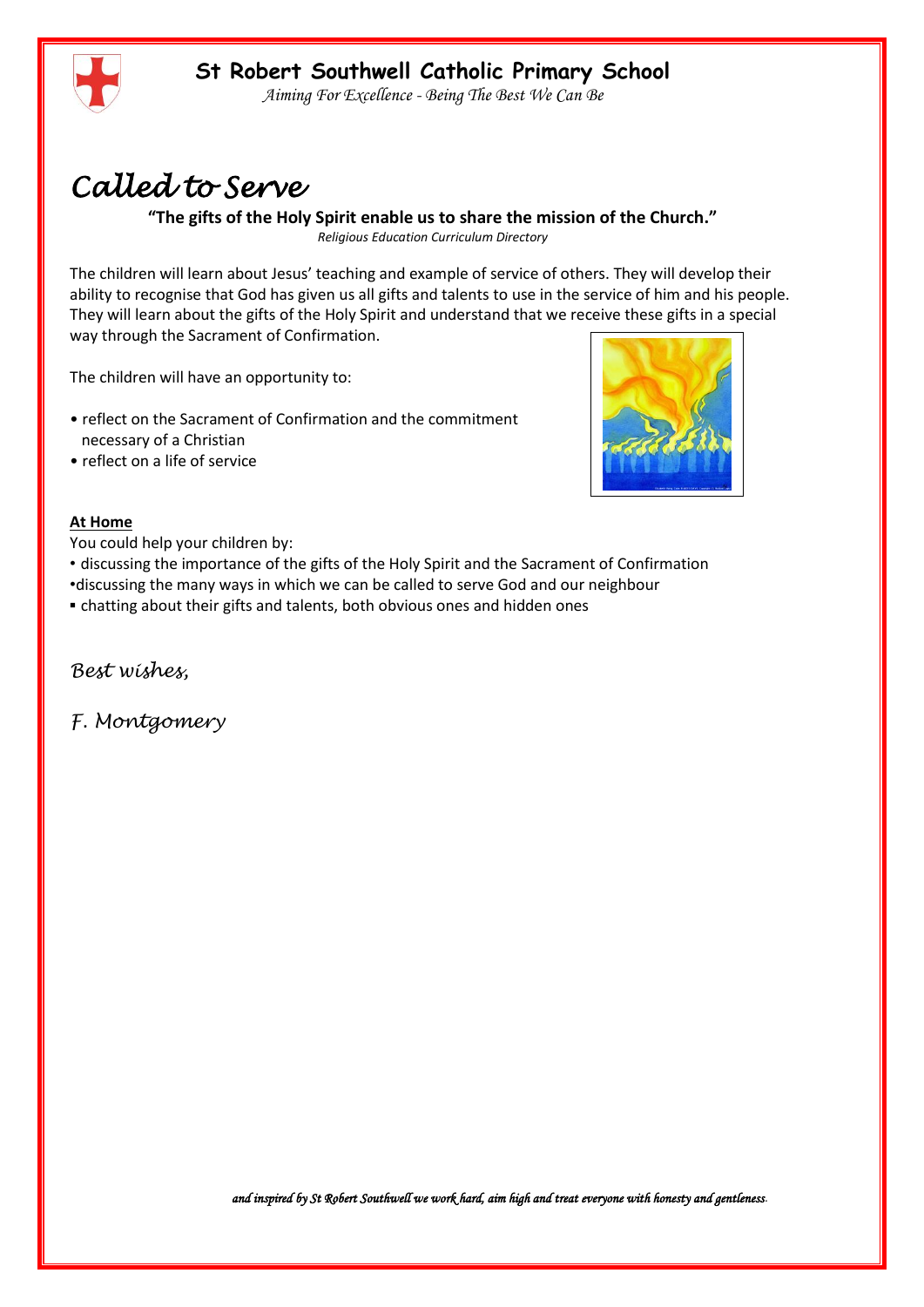## St Robert Southwell Catholic Primary School

*Aiming For Excellence - Being The Best We Can Be*

# *Called to Serve*

**"The gifts of the Holy Spirit enable us to share the mission of the Church."**

*Religious Education Curriculum Directory*

The children will learn about Jesus' teaching and example of service of others. They will develop their ability to recognise that God has given us all gifts and talents to use in the service of him and his people. They will learn about the gifts of the Holy Spirit and understand that we receive these gifts in a special way through the Sacrament of Confirmation.

The children will have an opportunity to:

- reflect on the Sacrament of Confirmation and the commitment necessary of a Christian
- reflect on a life of service

**At Home**

You could help your children by:

- discussing the importance of the gifts of the Holy Spirit and the Sacrament of Confirmation
- discussing the many ways in which we can be called to serve God and our neighbour
- chatting about their gifts and talents, both obvious ones and hidden ones

*Best wishes,*

*F. Montgomery*

*and inspired by St Robert Southwell we work hard, aim high and treat everyone with honesty and gentleness.*